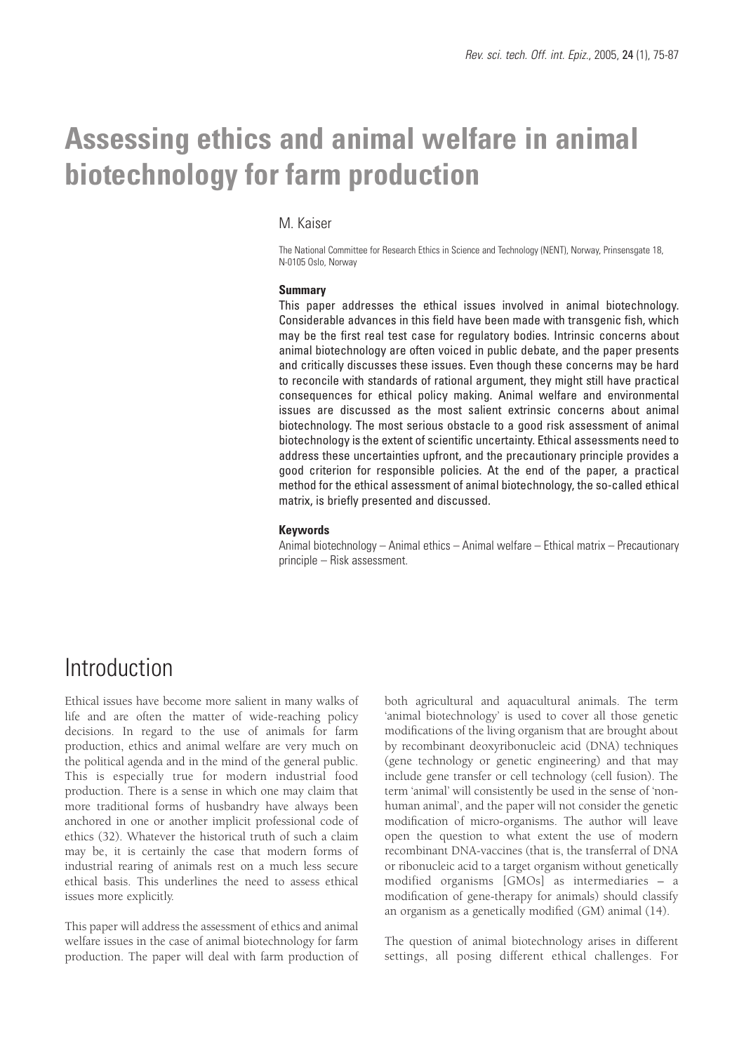# Assessing ethics and animal welfare in animal biotechnology for farm production

M. Kaiser

The National Committee for Research Ethics in Science and Technology (NENT), Norway, Prinsensgate 18, N-0105 Oslo, Norway

**Summary**

This paper addresses the ethical issues involved in animal biotechnology. Considerable advances in this field have been made with transgenic fish, which may be the first real test case for regulatory bodies. Intrinsic concerns about animal biotechnology are often voiced in public debate, and the paper presents and critically discusses these issues. Even though these concerns may be hard to reconcile with standards of rational argument, they might still have practical consequences for ethical policy making. Animal welfare and environmental issues are discussed as the most salient extrinsic concerns about animal biotechnology. The most serious obstacle to a good risk assessment of animal biotechnology is the extent of scientific uncertainty. Ethical assessments need to address these uncertainties upfront, and the precautionary principle provides a good criterion for responsible policies. At the end of the paper, a practical method for the ethical assessment of animal biotechnology, the so-called ethical matrix, is briefly presented and discussed.

**Keywords**

Animal biotechnology – Animal ethics – Animal welfare – Ethical matrix – Precautionary principle – Risk assessment.

## Introduction

Ethical issues have become more salient in many walks of life and are often the matter of wide-reaching policy decisions. In regard to the use of animals for farm production, ethics and animal welfare are very much on the political agenda and in the mind of the general public. This is especially true for modern industrial food production. There is a sense in which one may claim that more traditional forms of husbandry have always been anchored in one or another implicit professional code of ethics (32). Whatever the historical truth of such a claim may be, it is certainly the case that modern forms of industrial rearing of animals rest on a much less secure ethical basis. This underlines the need to assess ethical issues more explicitly.

This paper will address the assessment of ethics and animal welfare issues in the case of animal biotechnology for farm production. The paper will deal with farm production of both agricultural and aquacultural animals. The term 'animal biotechnology' is used to cover all those genetic modifications of the living organism that are brought about by recombinant deoxyribonucleic acid (DNA) techniques (gene technology or genetic engineering) and that may include gene transfer or cell technology (cell fusion). The term 'animal' will consistently be used in the sense of 'non-human animal', and the paper will not consider the genetic modification of micro-organisms. The author will leave open the question to what extent the use of modern recombinant DNA-vaccines (that is, the transferral of DNA or ribonucleic acid to a target organism without genetically modified organisms [GMOs] as intermediaries – a modification of gene-therapy for animals) should classify an organism as a genetically modified (GM) animal (14).

The question of animal biotechnology arises in different settings, all posing different ethical challenges. For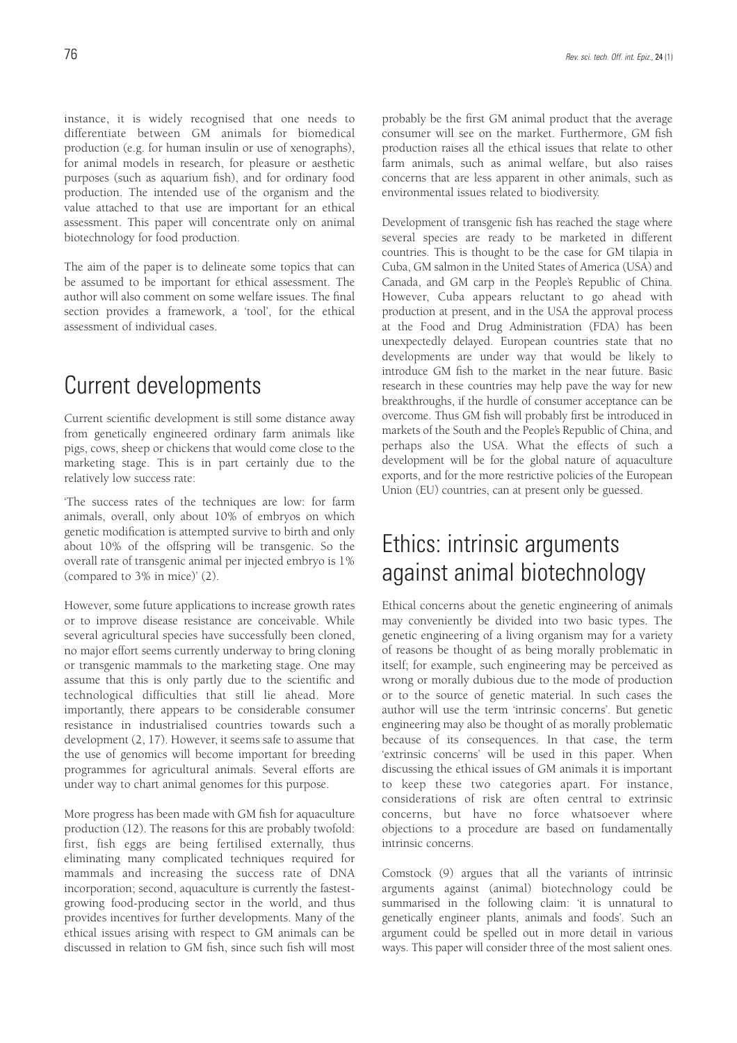instance, it is widely recognised that one needs to differentiate between GM animals for biomedical production (e.g. for human insulin or use of xenographs), for animal models in research, for pleasure or aesthetic purposes (such as aquarium fish), and for ordinary food production. The intended use of the organism and the value attached to that use are important for an ethical assessment. This paper will concentrate only on animal biotechnology for food production.

The aim of the paper is to delineate some topics that can be assumed to be important for ethical assessment. The author will also comment on some welfare issues. The final section provides a framework, a 'tool', for the ethical assessment of individual cases.

## Current developments

Current scientific development is still some distance away from genetically engineered ordinary farm animals like pigs, cows, sheep or chickens that would come close to the marketing stage. This is in part certainly due to the relatively low success rate:

'The success rates of the techniques are low: for farm animals, overall, only about 10% of embryos on which genetic modification is attempted survive to birth and only about 10% of the offspring will be transgenic. So the overall rate of transgenic animal per injected embryo is 1% (compared to 3% in mice)' (2).

However, some future applications to increase growth rates or to improve disease resistance are conceivable. While several agricultural species have successfully been cloned, no major effort seems currently underway to bring cloning or transgenic mammals to the marketing stage. One may assume that this is only partly due to the scientific and technological difficulties that still lie ahead. More importantly, there appears to be considerable consumer resistance in industrialised countries towards such a development (2, 17). However, it seems safe to assume that the use of genomics will become important for breeding programmes for agricultural animals. Several efforts are under way to chart animal genomes for this purpose.

More progress has been made with GM fish for aquaculture production (12). The reasons for this are probably twofold: first, fish eggs are being fertilised externally, thus eliminating many complicated techniques required for mammals and increasing the success rate of DNA incorporation; second, aquaculture is currently the fastest-growing food-producing sector in the world, and thus provides incentives for further developments. Many of the ethical issues arising with respect to GM animals can be discussed in relation to GM fish, since such fish will most probably be the first GM animal product that the average consumer will see on the market. Furthermore, GM fish production raises all the ethical issues that relate to other farm animals, such as animal welfare, but also raises concerns that are less apparent in other animals, such as environmental issues related to biodiversity.

Development of transgenic fish has reached the stage where several species are ready to be marketed in different countries. This is thought to be the case for GM tilapia in Cuba, GM salmon in the United States of America (USA) and Canada, and GM carp in the People's Republic of China. However, Cuba appears reluctant to go ahead with production at present, and in the USA the approval process at the Food and Drug Administration (FDA) has been unexpectedly delayed. European countries state that no developments are under way that would be likely to introduce GM fish to the market in the near future. Basic research in these countries may help pave the way for new breakthroughs, if the hurdle of consumer acceptance can be overcome. Thus GM fish will probably first be introduced in markets of the South and the People's Republic of China, and perhaps also the USA. What the effects of such a development will be for the global nature of aquaculture exports, and for the more restrictive policies of the European Union (EU) countries, can at present only be guessed.

## Ethics: intrinsic arguments against animal biotechnology

Ethical concerns about the genetic engineering of animals may conveniently be divided into two basic types. The genetic engineering of a living organism may for a variety of reasons be thought of as being morally problematic in itself; for example, such engineering may be perceived as wrong or morally dubious due to the mode of production or to the source of genetic material. In such cases the author will use the term 'intrinsic concerns'. But genetic engineering may also be thought of as morally problematic because of its consequences. In that case, the term 'extrinsic concerns' will be used in this paper. When discussing the ethical issues of GM animals it is important to keep these two categories apart. For instance, considerations of risk are often central to extrinsic concerns, but have no force whatsoever where objections to a procedure are based on fundamentally intrinsic concerns.

Comstock (9) argues that all the variants of intrinsic arguments against (animal) biotechnology could be summarised in the following claim: 'it is unnatural to genetically engineer plants, animals and foods'. Such an argument could be spelled out in more detail in various ways. This paper will consider three of the most salient ones.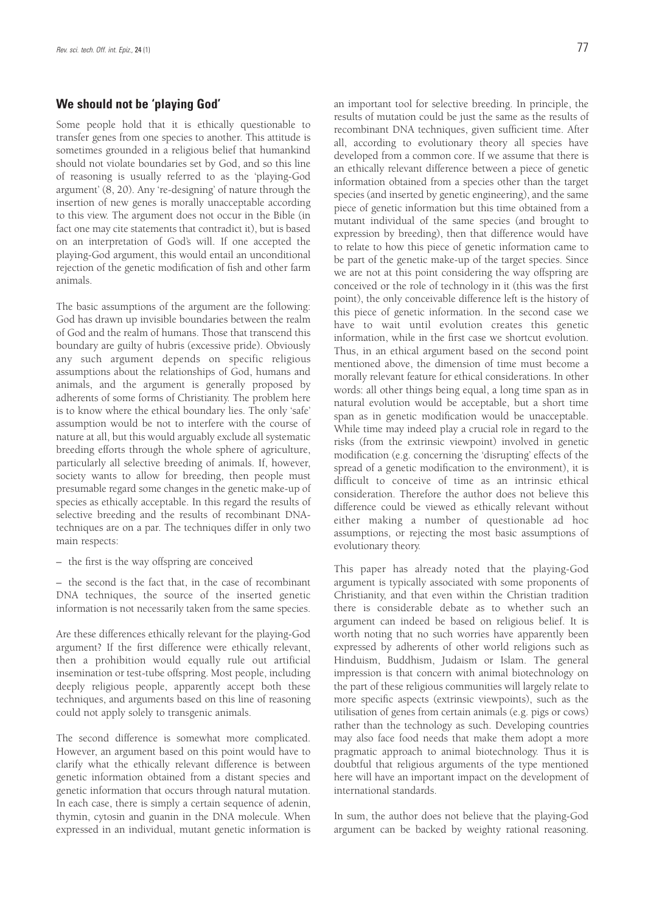## We should not be 'playing God'

Some people hold that it is ethically questionable to transfer genes from one species to another. This attitude is sometimes grounded in a religious belief that humankind should not violate boundaries set by God, and so this line of reasoning is usually referred to as the 'playing-God argument' (8, 20). Any 're-designing' of nature through the insertion of new genes is morally unacceptable according to this view. The argument does not occur in the Bible (in fact one may cite statements that contradict it), but is based on an interpretation of God's will. If one accepted the playing-God argument, this would entail an unconditional rejection of the genetic modification of fish and other farm animals.

The basic assumptions of the argument are the following: God has drawn up invisible boundaries between the realm of God and the realm of humans. Those that transcend this boundary are guilty of hubris (excessive pride). Obviously any such argument depends on specific religious assumptions about the relationships of God, humans and animals, and the argument is generally proposed by adherents of some forms of Christianity. The problem here is to know where the ethical boundary lies. The only 'safe' assumption would be not to interfere with the course of nature at all, but this would arguably exclude all systematic breeding efforts through the whole sphere of agriculture, particularly all selective breeding of animals. If, however, society wants to allow for breeding, then people must presumable regard some changes in the genetic make-up of species as ethically acceptable. In this regard the results of selective breeding and the results of recombinant DNA-techniques are on a par. The techniques differ in only two main respects:

– the first is the way offspring are conceived

– the second is the fact that, in the case of recombinant DNA techniques, the source of the inserted genetic information is not necessarily taken from the same species.

Are these differences ethically relevant for the playing-God argument? If the first difference were ethically relevant, then a prohibition would equally rule out artificial insemination or test-tube offspring. Most people, including deeply religious people, apparently accept both these techniques, and arguments based on this line of reasoning could not apply solely to transgenic animals.

The second difference is somewhat more complicated. However, an argument based on this point would have to clarify what the ethically relevant difference is between genetic information obtained from a distant species and genetic information that occurs through natural mutation. In each case, there is simply a certain sequence of adenin, thymin, cytosin and guanin in the DNA molecule. When expressed in an individual, mutant genetic information is an important tool for selective breeding. In principle, the results of mutation could be just the same as the results of recombinant DNA techniques, given sufficient time. After all, according to evolutionary theory all species have developed from a common core. If we assume that there is an ethically relevant difference between a piece of genetic information obtained from a species other than the target species (and inserted by genetic engineering), and the same piece of genetic information but this time obtained from a mutant individual of the same species (and brought to expression by breeding), then that difference would have to relate to how this piece of genetic information came to be part of the genetic make-up of the target species. Since we are not at this point considering the way offspring are conceived or the role of technology in it (this was the first point), the only conceivable difference left is the history of this piece of genetic information. In the second case we have to wait until evolution creates this genetic information, while in the first case we shortcut evolution. Thus, in an ethical argument based on the second point mentioned above, the dimension of time must become a morally relevant feature for ethical considerations. In other words: all other things being equal, a long time span as in natural evolution would be acceptable, but a short time span as in genetic modification would be unacceptable. While time may indeed play a crucial role in regard to the risks (from the extrinsic viewpoint) involved in genetic modification (e.g. concerning the 'disrupting' effects of the spread of a genetic modification to the environment), it is difficult to conceive of time as an intrinsic ethical consideration. Therefore the author does not believe this difference could be viewed as ethically relevant without either making a number of questionable ad hoc assumptions, or rejecting the most basic assumptions of evolutionary theory.

This paper has already noted that the playing-God argument is typically associated with some proponents of Christianity, and that even within the Christian tradition there is considerable debate as to whether such an argument can indeed be based on religious belief. It is worth noting that no such worries have apparently been expressed by adherents of other world religions such as Hinduism, Buddhism, Judaism or Islam. The general impression is that concern with animal biotechnology on the part of these religious communities will largely relate to more specific aspects (extrinsic viewpoints), such as the utilisation of genes from certain animals (e.g. pigs or cows) rather than the technology as such. Developing countries may also face food needs that make them adopt a more pragmatic approach to animal biotechnology. Thus it is doubtful that religious arguments of the type mentioned here will have an important impact on the development of international standards.

In sum, the author does not believe that the playing-God argument can be backed by weighty rational reasoning.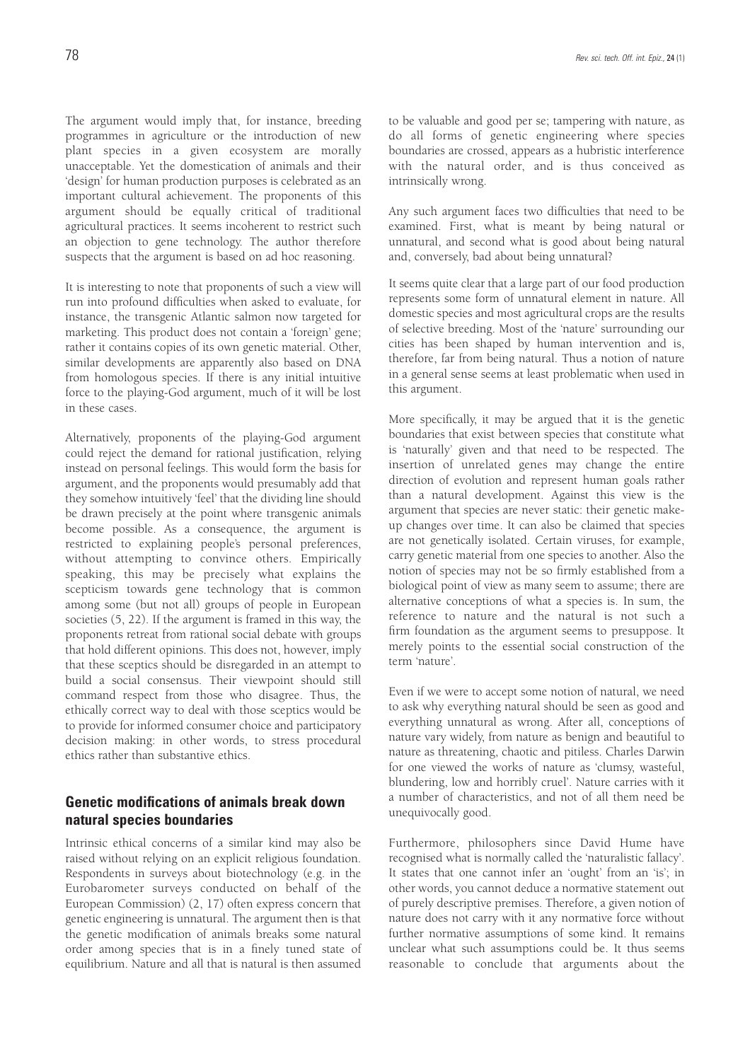The argument would imply that, for instance, breeding programmes in agriculture or the introduction of new plant species in a given ecosystem are morally unacceptable. Yet the domestication of animals and their 'design' for human production purposes is celebrated as an important cultural achievement. The proponents of this argument should be equally critical of traditional agricultural practices. It seems incoherent to restrict such an objection to gene technology. The author therefore suspects that the argument is based on ad hoc reasoning.

It is interesting to note that proponents of such a view will run into profound difficulties when asked to evaluate, for instance, the transgenic Atlantic salmon now targeted for marketing. This product does not contain a 'foreign' gene; rather it contains copies of its own genetic material. Other, similar developments are apparently also based on DNA from homologous species. If there is any initial intuitive force to the playing-God argument, much of it will be lost in these cases.

Alternatively, proponents of the playing-God argument could reject the demand for rational justification, relying instead on personal feelings. This would form the basis for argument, and the proponents would presumably add that they somehow intuitively 'feel' that the dividing line should be drawn precisely at the point where transgenic animals become possible. As a consequence, the argument is restricted to explaining people's personal preferences, without attempting to convince others. Empirically speaking, this may be precisely what explains the scepticism towards gene technology that is common among some (but not all) groups of people in European societies (5, 22). If the argument is framed in this way, the proponents retreat from rational social debate with groups that hold different opinions. This does not, however, imply that these sceptics should be disregarded in an attempt to build a social consensus. Their viewpoint should still command respect from those who disagree. Thus, the ethically correct way to deal with those sceptics would be to provide for informed consumer choice and participatory decision making: in other words, to stress procedural ethics rather than substantive ethics.

## Genetic modifications of animals break down natural species boundaries

Intrinsic ethical concerns of a similar kind may also be raised without relying on an explicit religious foundation. Respondents in surveys about biotechnology (e.g. in the Eurobarometer surveys conducted on behalf of the European Commission) (2, 17) often express concern that genetic engineering is unnatural. The argument then is that the genetic modification of animals breaks some natural order among species that is in a finely tuned state of equilibrium. Nature and all that is natural is then assumed to be valuable and good per se; tampering with nature, as do all forms of genetic engineering where species boundaries are crossed, appears as a hubristic interference with the natural order, and is thus conceived as intrinsically wrong.

Any such argument faces two difficulties that need to be examined. First, what is meant by being natural or unnatural, and second what is good about being natural and, conversely, bad about being unnatural?

It seems quite clear that a large part of our food production represents some form of unnatural element in nature. All domestic species and most agricultural crops are the results of selective breeding. Most of the 'nature' surrounding our cities has been shaped by human intervention and is, therefore, far from being natural. Thus a notion of nature in a general sense seems at least problematic when used in this argument.

More specifically, it may be argued that it is the genetic boundaries that exist between species that constitute what is 'naturally' given and that need to be respected. The insertion of unrelated genes may change the entire direction of evolution and represent human goals rather than a natural development. Against this view is the argument that species are never static: their genetic make-up changes over time. It can also be claimed that species are not genetically isolated. Certain viruses, for example, carry genetic material from one species to another. Also the notion of species may not be so firmly established from a biological point of view as many seem to assume; there are alternative conceptions of what a species is. In sum, the reference to nature and the natural is not such a firm foundation as the argument seems to presuppose. It merely points to the essential social construction of the term 'nature'.

Even if we were to accept some notion of natural, we need to ask why everything natural should be seen as good and everything unnatural as wrong. After all, conceptions of nature vary widely, from nature as benign and beautiful to nature as threatening, chaotic and pitiless. Charles Darwin for one viewed the works of nature as 'clumsy, wasteful, blundering, low and horribly cruel'. Nature carries with it a number of characteristics, and not of all them need be unequivocally good.

Furthermore, philosophers since David Hume have recognised what is normally called the 'naturalistic fallacy'. It states that one cannot infer an 'ought' from an 'is'; in other words, you cannot deduce a normative statement out of purely descriptive premises. Therefore, a given notion of nature does not carry with it any normative force without further normative assumptions of some kind. It remains unclear what such assumptions could be. It thus seems reasonable to conclude that arguments about the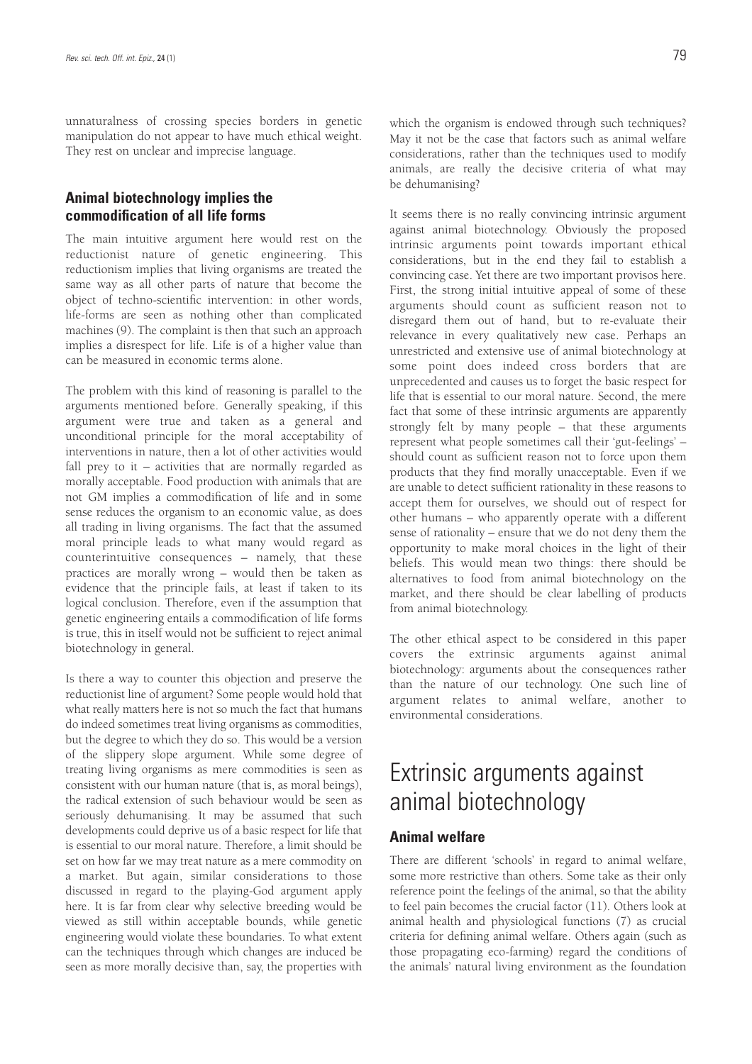unnaturalness of crossing species borders in genetic manipulation do not appear to have much ethical weight. They rest on unclear and imprecise language.

### Animal biotechnology implies the commodification of all life forms

The main intuitive argument here would rest on the reductionist nature of genetic engineering. This reductionism implies that living organisms are treated the same way as all other parts of nature that become the object of techno-scientific intervention: in other words, life-forms are seen as nothing other than complicated machines (9). The complaint is then that such an approach implies a disrespect for life. Life is of a higher value than can be measured in economic terms alone.

The problem with this kind of reasoning is parallel to the arguments mentioned before. Generally speaking, if this argument were true and taken as a general and unconditional principle for the moral acceptability of interventions in nature, then a lot of other activities would fall prey to it – activities that are normally regarded as morally acceptable. Food production with animals that are not GM implies a commodification of life and in some sense reduces the organism to an economic value, as does all trading in living organisms. The fact that the assumed moral principle leads to what many would regard as counterintuitive consequences – namely, that these practices are morally wrong – would then be taken as evidence that the principle fails, at least if taken to its logical conclusion. Therefore, even if the assumption that genetic engineering entails a commodification of life forms is true, this in itself would not be sufficient to reject animal biotechnology in general.

Is there a way to counter this objection and preserve the reductionist line of argument? Some people would hold that what really matters here is not so much the fact that humans do indeed sometimes treat living organisms as commodities, but the degree to which they do so. This would be a version of the slippery slope argument. While some degree of treating living organisms as mere commodities is seen as consistent with our human nature (that is, as moral beings), the radical extension of such behaviour would be seen as seriously dehumanising. It may be assumed that such developments could deprive us of a basic respect for life that is essential to our moral nature. Therefore, a limit should be set on how far we may treat nature as a mere commodity on a market. But again, similar considerations to those discussed in regard to the playing-God argument apply here. It is far from clear why selective breeding would be viewed as still within acceptable bounds, while genetic engineering would violate these boundaries. To what extent can the techniques through which changes are induced be seen as more morally decisive than, say, the properties with which the organism is endowed through such techniques? May it not be the case that factors such as animal welfare considerations, rather than the techniques used to modify animals, are really the decisive criteria of what may be dehumanising?

It seems there is no really convincing intrinsic argument against animal biotechnology. Obviously the proposed intrinsic arguments point towards important ethical considerations, but in the end they fail to establish a convincing case. Yet there are two important provisos here. First, the strong initial intuitive appeal of some of these arguments should count as sufficient reason not to disregard them out of hand, but to re-evaluate their relevance in every qualitatively new case. Perhaps an unrestricted and extensive use of animal biotechnology at some point does indeed cross borders that are unprecedented and causes us to forget the basic respect for life that is essential to our moral nature. Second, the mere fact that some of these intrinsic arguments are apparently strongly felt by many people – that these arguments represent what people sometimes call their 'gut-feelings' – should count as sufficient reason not to force upon them products that they find morally unacceptable. Even if we are unable to detect sufficient rationality in these reasons to accept them for ourselves, we should out of respect for other humans – who apparently operate with a different sense of rationality – ensure that we do not deny them the opportunity to make moral choices in the light of their beliefs. This would mean two things: there should be alternatives to food from animal biotechnology on the market, and there should be clear labelling of products from animal biotechnology.

The other ethical aspect to be considered in this paper covers the extrinsic arguments against animal biotechnology: arguments about the consequences rather than the nature of our technology. One such line of argument relates to animal welfare, another to environmental considerations.

## Extrinsic arguments against animal biotechnology

### Animal welfare

There are different 'schools' in regard to animal welfare, some more restrictive than others. Some take as their only reference point the feelings of the animal, so that the ability to feel pain becomes the crucial factor (11). Others look at animal health and physiological functions (7) as crucial criteria for defining animal welfare. Others again (such as those propagating eco-farming) regard the conditions of the animals' natural living environment as the foundation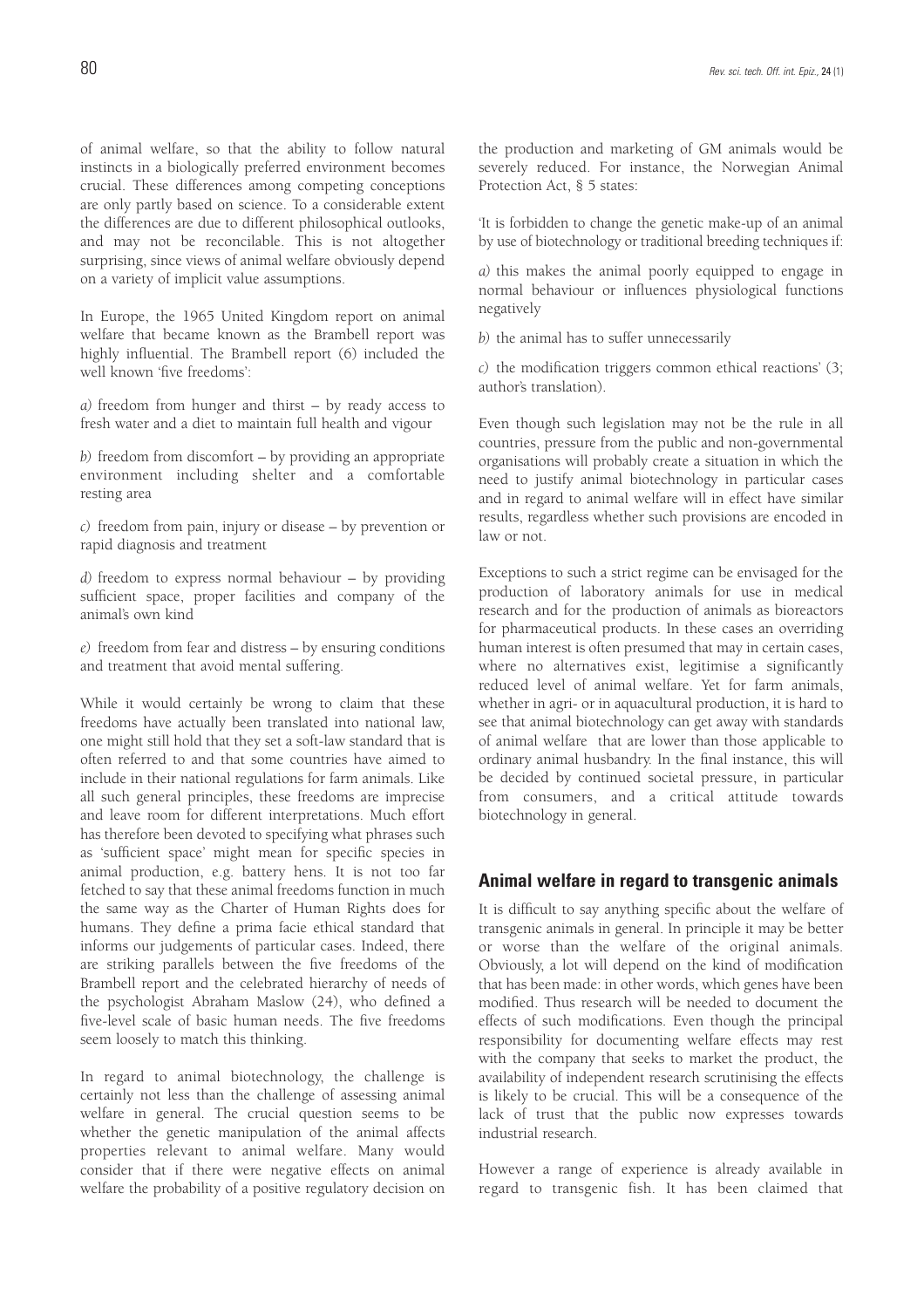of animal welfare, so that the ability to follow natural instincts in a biologically preferred environment becomes crucial. These differences among competing conceptions are only partly based on science. To a considerable extent the differences are due to different philosophical outlooks, and may not be reconcilable. This is not altogether surprising, since views of animal welfare obviously depend on a variety of implicit value assumptions.

In Europe, the 1965 United Kingdom report on animal welfare that became known as the Brambell report was highly influential. The Brambell report (6) included the well known 'five freedoms':

*a)* freedom from hunger and thirst – by ready access to fresh water and a diet to maintain full health and vigour

*b)* freedom from discomfort – by providing an appropriate environment including shelter and a comfortable resting area

*c)* freedom from pain, injury or disease – by prevention or rapid diagnosis and treatment

*d)* freedom to express normal behaviour – by providing sufficient space, proper facilities and company of the animal's own kind

*e)* freedom from fear and distress – by ensuring conditions and treatment that avoid mental suffering.

While it would certainly be wrong to claim that these freedoms have actually been translated into national law, one might still hold that they set a soft-law standard that is often referred to and that some countries have aimed to include in their national regulations for farm animals. Like all such general principles, these freedoms are imprecise and leave room for different interpretations. Much effort has therefore been devoted to specifying what phrases such as 'sufficient space' might mean for specific species in animal production, e.g. battery hens. It is not too far fetched to say that these animal freedoms function in much the same way as the Charter of Human Rights does for humans. They define a prima facie ethical standard that informs our judgements of particular cases. Indeed, there are striking parallels between the five freedoms of the Brambell report and the celebrated hierarchy of needs of the psychologist Abraham Maslow (24), who defined a five-level scale of basic human needs. The five freedoms seem loosely to match this thinking.

In regard to animal biotechnology, the challenge is certainly not less than the challenge of assessing animal welfare in general. The crucial question seems to be whether the genetic manipulation of the animal affects properties relevant to animal welfare. Many would consider that if there were negative effects on animal welfare the probability of a positive regulatory decision on the production and marketing of GM animals would be severely reduced. For instance, the Norwegian Animal Protection Act, § 5 states:

'It is forbidden to change the genetic make-up of an animal by use of biotechnology or traditional breeding techniques if:

*a)* this makes the animal poorly equipped to engage in normal behaviour or influences physiological functions negatively

*b)* the animal has to suffer unnecessarily

*c)* the modification triggers common ethical reactions' (3; author's translation).

Even though such legislation may not be the rule in all countries, pressure from the public and non-governmental organisations will probably create a situation in which the need to justify animal biotechnology in particular cases and in regard to animal welfare will in effect have similar results, regardless whether such provisions are encoded in law or not.

Exceptions to such a strict regime can be envisaged for the production of laboratory animals for use in medical research and for the production of animals as bioreactors for pharmaceutical products. In these cases an overriding human interest is often presumed that may in certain cases, where no alternatives exist, legitimise a significantly reduced level of animal welfare. Yet for farm animals, whether in agri- or in aquacultural production, it is hard to see that animal biotechnology can get away with standards of animal welfare that are lower than those applicable to ordinary animal husbandry. In the final instance, this will be decided by continued societal pressure, in particular from consumers, and a critical attitude towards biotechnology in general.

## Animal welfare in regard to transgenic animals

It is difficult to say anything specific about the welfare of transgenic animals in general. In principle it may be better or worse than the welfare of the original animals. Obviously, a lot will depend on the kind of modification that has been made: in other words, which genes have been modified. Thus research will be needed to document the effects of such modifications. Even though the principal responsibility for documenting welfare effects may rest with the company that seeks to market the product, the availability of independent research scrutinising the effects is likely to be crucial. This will be a consequence of the lack of trust that the public now expresses towards industrial research.

However a range of experience is already available in regard to transgenic fish. It has been claimed that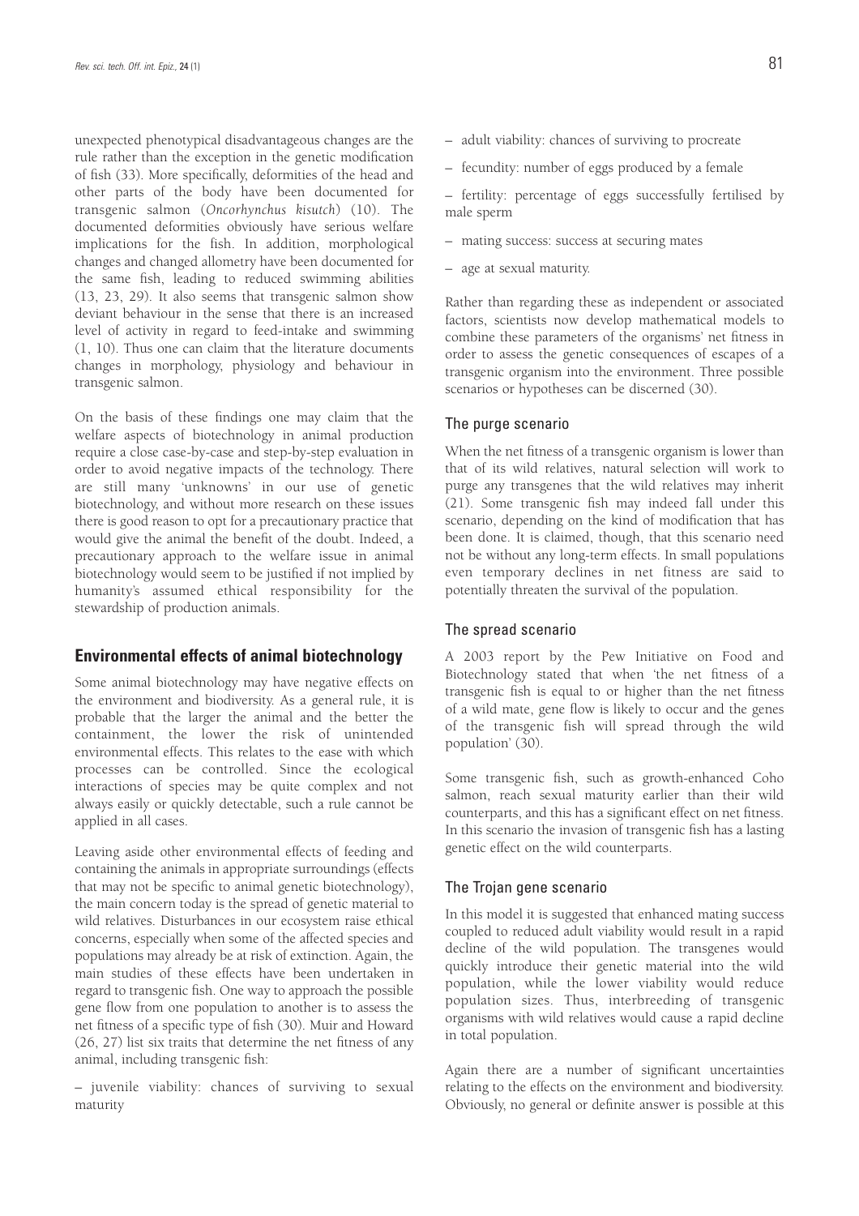unexpected phenotypical disadvantageous changes are the rule rather than the exception in the genetic modification of fish (33). More specifically, deformities of the head and other parts of the body have been documented for transgenic salmon (*Oncorhynchus kisutch*) (10). The documented deformities obviously have serious welfare implications for the fish. In addition, morphological changes and changed allometry have been documented for the same fish, leading to reduced swimming abilities (13, 23, 29). It also seems that transgenic salmon show deviant behaviour in the sense that there is an increased level of activity in regard to feed-intake and swimming (1, 10). Thus one can claim that the literature documents changes in morphology, physiology and behaviour in transgenic salmon.

On the basis of these findings one may claim that the welfare aspects of biotechnology in animal production require a close case-by-case and step-by-step evaluation in order to avoid negative impacts of the technology. There are still many 'unknowns' in our use of genetic biotechnology, and without more research on these issues there is good reason to opt for a precautionary practice that would give the animal the benefit of the doubt. Indeed, a precautionary approach to the welfare issue in animal biotechnology would seem to be justified if not implied by humanity's assumed ethical responsibility for the stewardship of production animals.

## Environmental effects of animal biotechnology

Some animal biotechnology may have negative effects on the environment and biodiversity. As a general rule, it is probable that the larger the animal and the better the containment, the lower the risk of unintended environmental effects. This relates to the ease with which processes can be controlled. Since the ecological interactions of species may be quite complex and not always easily or quickly detectable, such a rule cannot be applied in all cases.

Leaving aside other environmental effects of feeding and containing the animals in appropriate surroundings (effects that may not be specific to animal genetic biotechnology), the main concern today is the spread of genetic material to wild relatives. Disturbances in our ecosystem raise ethical concerns, especially when some of the affected species and populations may already be at risk of extinction. Again, the main studies of these effects have been undertaken in regard to transgenic fish. One way to approach the possible gene flow from one population to another is to assess the net fitness of a specific type of fish (30). Muir and Howard (26, 27) list six traits that determine the net fitness of any animal, including transgenic fish:

– juvenile viability: chances of surviving to sexual maturity

– adult viability: chances of surviving to procreate

– fecundity: number of eggs produced by a female

– fertility: percentage of eggs successfully fertilised by male sperm

– mating success: success at securing mates

– age at sexual maturity.

Rather than regarding these as independent or associated factors, scientists now develop mathematical models to combine these parameters of the organisms' net fitness in order to assess the genetic consequences of escapes of a transgenic organism into the environment. Three possible scenarios or hypotheses can be discerned (30).

### The purge scenario

When the net fitness of a transgenic organism is lower than that of its wild relatives, natural selection will work to purge any transgenes that the wild relatives may inherit (21). Some transgenic fish may indeed fall under this scenario, depending on the kind of modification that has been done. It is claimed, though, that this scenario need not be without any long-term effects. In small populations even temporary declines in net fitness are said to potentially threaten the survival of the population.

### The spread scenario

A 2003 report by the Pew Initiative on Food and Biotechnology stated that when 'the net fitness of a transgenic fish is equal to or higher than the net fitness of a wild mate, gene flow is likely to occur and the genes of the transgenic fish will spread through the wild population' (30).

Some transgenic fish, such as growth-enhanced Coho salmon, reach sexual maturity earlier than their wild counterparts, and this has a significant effect on net fitness. In this scenario the invasion of transgenic fish has a lasting genetic effect on the wild counterparts.

### The Trojan gene scenario

In this model it is suggested that enhanced mating success coupled to reduced adult viability would result in a rapid decline of the wild population. The transgenes would quickly introduce their genetic material into the wild population, while the lower viability would reduce population sizes. Thus, interbreeding of transgenic organisms with wild relatives would cause a rapid decline in total population.

Again there are a number of significant uncertainties relating to the effects on the environment and biodiversity. Obviously, no general or definite answer is possible at this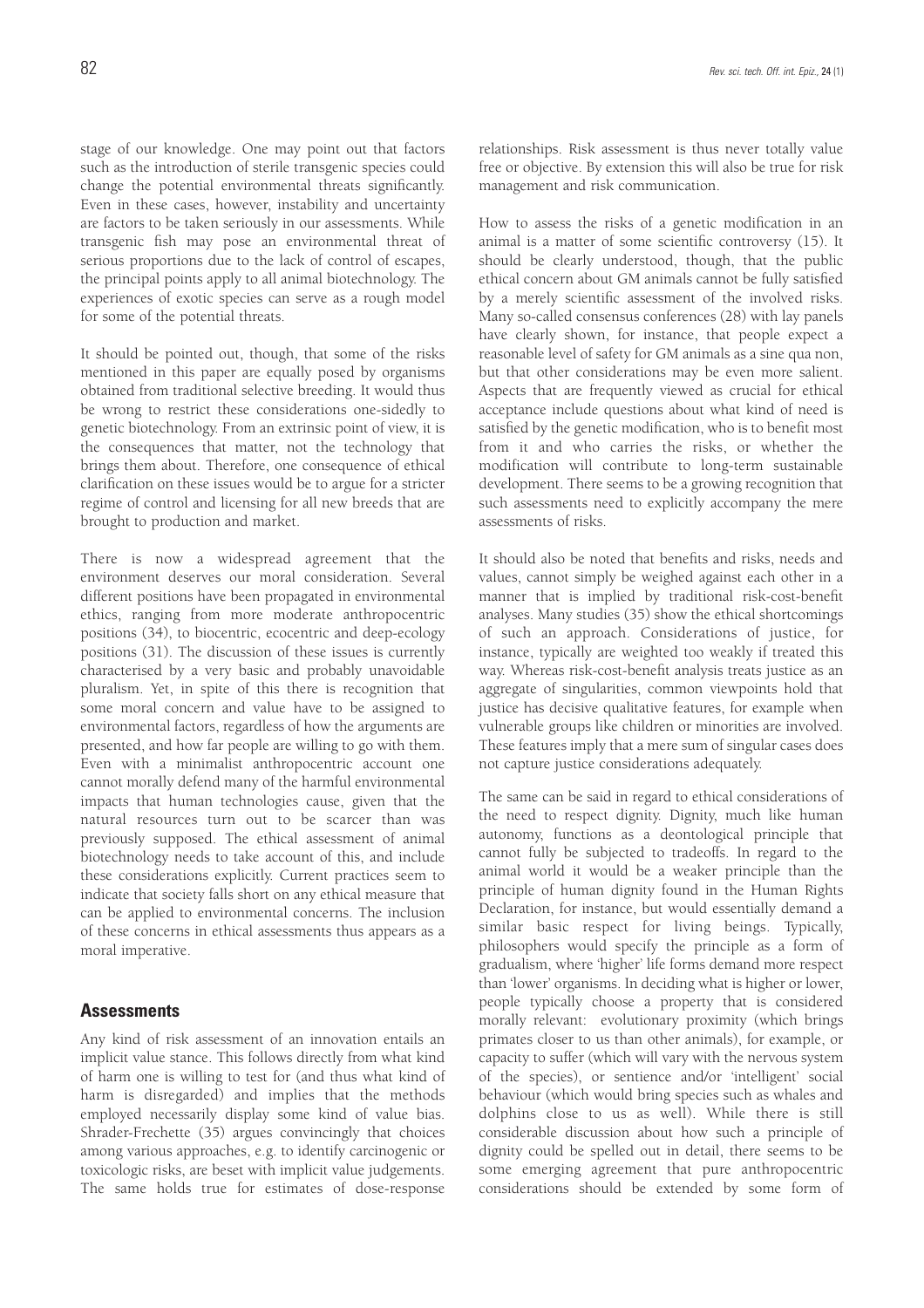stage of our knowledge. One may point out that factors such as the introduction of sterile transgenic species could change the potential environmental threats significantly. Even in these cases, however, instability and uncertainty are factors to be taken seriously in our assessments. While transgenic fish may pose an environmental threat of serious proportions due to the lack of control of escapes, the principal points apply to all animal biotechnology. The experiences of exotic species can serve as a rough model for some of the potential threats.

It should be pointed out, though, that some of the risks mentioned in this paper are equally posed by organisms obtained from traditional selective breeding. It would thus be wrong to restrict these considerations one-sidedly to genetic biotechnology. From an extrinsic point of view, it is the consequences that matter, not the technology that brings them about. Therefore, one consequence of ethical clarification on these issues would be to argue for a stricter regime of control and licensing for all new breeds that are brought to production and market.

There is now a widespread agreement that the environment deserves our moral consideration. Several different positions have been propagated in environmental ethics, ranging from more moderate anthropocentric positions (34), to biocentric, ecocentric and deep-ecology positions (31). The discussion of these issues is currently characterised by a very basic and probably unavoidable pluralism. Yet, in spite of this there is recognition that some moral concern and value have to be assigned to environmental factors, regardless of how the arguments are presented, and how far people are willing to go with them. Even with a minimalist anthropocentric account one cannot morally defend many of the harmful environmental impacts that human technologies cause, given that the natural resources turn out to be scarcer than was previously supposed. The ethical assessment of animal biotechnology needs to take account of this, and include these considerations explicitly. Current practices seem to indicate that society falls short on any ethical measure that can be applied to environmental concerns. The inclusion of these concerns in ethical assessments thus appears as a moral imperative.

## Assessments

Any kind of risk assessment of an innovation entails an implicit value stance. This follows directly from what kind of harm one is willing to test for (and thus what kind of harm is disregarded) and implies that the methods employed necessarily display some kind of value bias. Shrader-Frechette (35) argues convincingly that choices among various approaches, e.g. to identify carcinogenic or toxicologic risks, are beset with implicit value judgements. The same holds true for estimates of dose-response relationships. Risk assessment is thus never totally value free or objective. By extension this will also be true for risk management and risk communication.

How to assess the risks of a genetic modification in an animal is a matter of some scientific controversy (15). It should be clearly understood, though, that the public ethical concern about GM animals cannot be fully satisfied by a merely scientific assessment of the involved risks. Many so-called consensus conferences (28) with lay panels have clearly shown, for instance, that people expect a reasonable level of safety for GM animals as a sine qua non, but that other considerations may be even more salient. Aspects that are frequently viewed as crucial for ethical acceptance include questions about what kind of need is satisfied by the genetic modification, who is to benefit most from it and who carries the risks, or whether the modification will contribute to long-term sustainable development. There seems to be a growing recognition that such assessments need to explicitly accompany the mere assessments of risks.

It should also be noted that benefits and risks, needs and values, cannot simply be weighed against each other in a manner that is implied by traditional risk-cost-benefit analyses. Many studies (35) show the ethical shortcomings of such an approach. Considerations of justice, for instance, typically are weighted too weakly if treated this way. Whereas risk-cost-benefit analysis treats justice as an aggregate of singularities, common viewpoints hold that justice has decisive qualitative features, for example when vulnerable groups like children or minorities are involved. These features imply that a mere sum of singular cases does not capture justice considerations adequately.

The same can be said in regard to ethical considerations of the need to respect dignity. Dignity, much like human autonomy, functions as a deontological principle that cannot fully be subjected to tradeoffs. In regard to the animal world it would be a weaker principle than the principle of human dignity found in the Human Rights Declaration, for instance, but would essentially demand a similar basic respect for living beings. Typically, philosophers would specify the principle as a form of gradualism, where 'higher' life forms demand more respect than 'lower' organisms. In deciding what is higher or lower, people typically choose a property that is considered morally relevant: evolutionary proximity (which brings primates closer to us than other animals), for example, or capacity to suffer (which will vary with the nervous system of the species), or sentience and/or 'intelligent' social behaviour (which would bring species such as whales and dolphins close to us as well). While there is still considerable discussion about how such a principle of dignity could be spelled out in detail, there seems to be some emerging agreement that pure anthropocentric considerations should be extended by some form of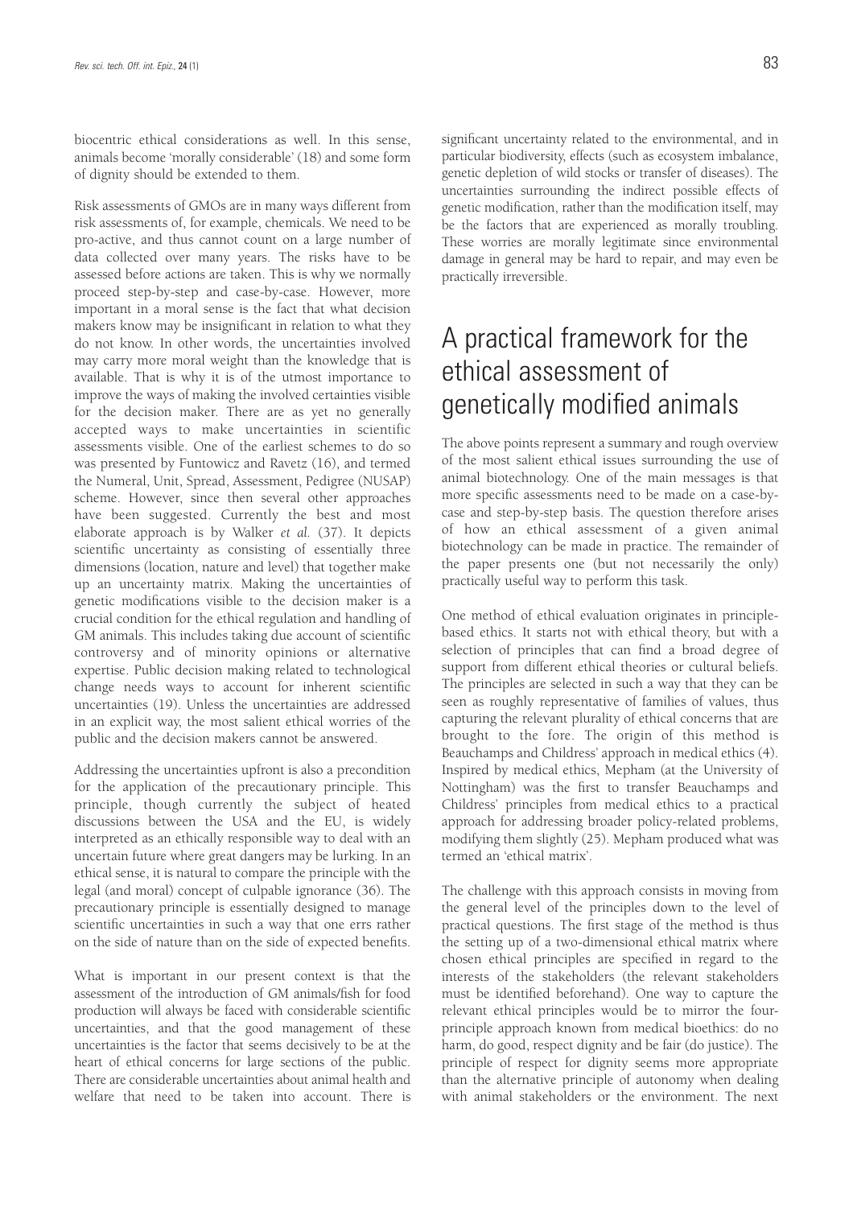biocentric ethical considerations as well. In this sense, animals become 'morally considerable' (18) and some form of dignity should be extended to them.

Risk assessments of GMOs are in many ways different from risk assessments of, for example, chemicals. We need to be pro-active, and thus cannot count on a large number of data collected over many years. The risks have to be assessed before actions are taken. This is why we normally proceed step-by-step and case-by-case. However, more important in a moral sense is the fact that what decision makers know may be insignificant in relation to what they do not know. In other words, the uncertainties involved may carry more moral weight than the knowledge that is available. That is why it is of the utmost importance to improve the ways of making the involved certainties visible for the decision maker. There are as yet no generally accepted ways to make uncertainties in scientific assessments visible. One of the earliest schemes to do so was presented by Funtowicz and Ravetz (16), and termed the Numeral, Unit, Spread, Assessment, Pedigree (NUSAP) scheme. However, since then several other approaches have been suggested. Currently the best and most elaborate approach is by Walker *et al.* (37). It depicts scientific uncertainty as consisting of essentially three dimensions (location, nature and level) that together make up an uncertainty matrix. Making the uncertainties of genetic modifications visible to the decision maker is a crucial condition for the ethical regulation and handling of GM animals. This includes taking due account of scientific controversy and of minority opinions or alternative expertise. Public decision making related to technological change needs ways to account for inherent scientific uncertainties (19). Unless the uncertainties are addressed in an explicit way, the most salient ethical worries of the public and the decision makers cannot be answered.

Addressing the uncertainties upfront is also a precondition for the application of the precautionary principle. This principle, though currently the subject of heated discussions between the USA and the EU, is widely interpreted as an ethically responsible way to deal with an uncertain future where great dangers may be lurking. In an ethical sense, it is natural to compare the principle with the legal (and moral) concept of culpable ignorance (36). The precautionary principle is essentially designed to manage scientific uncertainties in such a way that one errs rather on the side of nature than on the side of expected benefits.

What is important in our present context is that the assessment of the introduction of GM animals/fish for food production will always be faced with considerable scientific uncertainties, and that the good management of these uncertainties is the factor that seems decisively to be at the heart of ethical concerns for large sections of the public. There are considerable uncertainties about animal health and welfare that need to be taken into account. There is significant uncertainty related to the environmental, and in particular biodiversity, effects (such as ecosystem imbalance, genetic depletion of wild stocks or transfer of diseases). The uncertainties surrounding the indirect possible effects of genetic modification, rather than the modification itself, may be the factors that are experienced as morally troubling. These worries are morally legitimate since environmental damage in general may be hard to repair, and may even be practically irreversible.

# A practical framework for the ethical assessment of genetically modified animals

The above points represent a summary and rough overview of the most salient ethical issues surrounding the use of animal biotechnology. One of the main messages is that more specific assessments need to be made on a case-by-case and step-by-step basis. The question therefore arises of how an ethical assessment of a given animal biotechnology can be made in practice. The remainder of the paper presents one (but not necessarily the only) practically useful way to perform this task.

One method of ethical evaluation originates in principle-based ethics. It starts not with ethical theory, but with a selection of principles that can find a broad degree of support from different ethical theories or cultural beliefs. The principles are selected in such a way that they can be seen as roughly representative of families of values, thus capturing the relevant plurality of ethical concerns that are brought to the fore. The origin of this method is Beauchamps and Childress' approach in medical ethics (4). Inspired by medical ethics, Mepham (at the University of Nottingham) was the first to transfer Beauchamps and Childress' principles from medical ethics to a practical approach for addressing broader policy-related problems, modifying them slightly (25). Mepham produced what was termed an 'ethical matrix'.

The challenge with this approach consists in moving from the general level of the principles down to the level of practical questions. The first stage of the method is thus the setting up of a two-dimensional ethical matrix where chosen ethical principles are specified in regard to the interests of the stakeholders (the relevant stakeholders must be identified beforehand). One way to capture the relevant ethical principles would be to mirror the four-principle approach known from medical bioethics: do no harm, do good, respect dignity and be fair (do justice). The principle of respect for dignity seems more appropriate than the alternative principle of autonomy when dealing with animal stakeholders or the environment. The next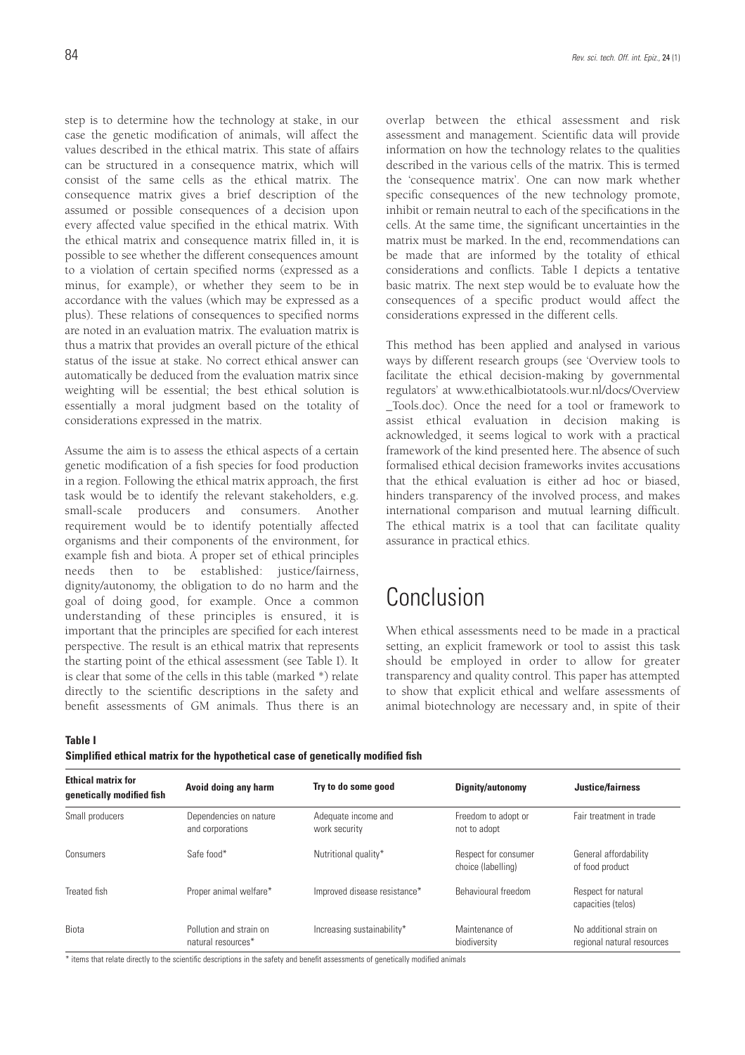step is to determine how the technology at stake, in our case the genetic modification of animals, will affect the values described in the ethical matrix. This state of affairs can be structured in a consequence matrix, which will consist of the same cells as the ethical matrix. The consequence matrix gives a brief description of the assumed or possible consequences of a decision upon every affected value specified in the ethical matrix. With the ethical matrix and consequence matrix filled in, it is possible to see whether the different consequences amount to a violation of certain specified norms (expressed as a minus, for example), or whether they seem to be in accordance with the values (which may be expressed as a plus). These relations of consequences to specified norms are noted in an evaluation matrix. The evaluation matrix is thus a matrix that provides an overall picture of the ethical status of the issue at stake. No correct ethical answer can automatically be deduced from the evaluation matrix since weighting will be essential; the best ethical solution is essentially a moral judgment based on the totality of considerations expressed in the matrix.

Assume the aim is to assess the ethical aspects of a certain genetic modification of a fish species for food production in a region. Following the ethical matrix approach, the first task would be to identify the relevant stakeholders, e.g. small-scale producers and consumers. Another requirement would be to identify potentially affected organisms and their components of the environment, for example fish and biota. A proper set of ethical principles needs then to be established: justice/fairness, dignity/autonomy, the obligation to do no harm and the goal of doing good, for example. Once a common understanding of these principles is ensured, it is important that the principles are specified for each interest perspective. The result is an ethical matrix that represents the starting point of the ethical assessment (see Table I). It is clear that some of the cells in this table (marked *) relate directly to the scientific descriptions in the safety and benefit assessments of GM animals. Thus there is an overlap between the ethical assessment and risk assessment and management. Scientific data will provide information on how the technology relates to the qualities described in the various cells of the matrix. This is termed the 'consequence matrix'. One can now mark whether specific consequences of the new technology promote, inhibit or remain neutral to each of the specifications in the cells. At the same time, the significant uncertainties in the matrix must be marked. In the end, recommendations can be made that are informed by the totality of ethical considerations and conflicts. Table I depicts a tentative basic matrix. The next step would be to evaluate how the consequences of a specific product would affect the considerations expressed in the different cells.

This method has been applied and analysed in various ways by different research groups (see 'Overview tools to facilitate the ethical decision-making by governmental regulators' at www.ethicalbiotatools.wur.nl/docs/Overview_Tools.doc). Once the need for a tool or framework to assist ethical evaluation in decision making is acknowledged, it seems logical to work with a practical framework of the kind presented here. The absence of such formalised ethical decision frameworks invites accusations that the ethical evaluation is either ad hoc or biased, hinders transparency of the involved process, and makes international comparison and mutual learning difficult. The ethical matrix is a tool that can facilitate quality assurance in practical ethics.

# Conclusion

When ethical assessments need to be made in a practical setting, an explicit framework or tool to assist this task should be employed in order to allow for greater transparency and quality control. This paper has attempted to show that explicit ethical and welfare assessments of animal biotechnology are necessary and, in spite of their

**Table I**
**Simplified ethical matrix for the hypothetical case of genetically modified fish**

| Ethical matrix for genetically modified fish | Avoid doing any harm | Try to do some good | Dignity/autonomy | Justice/fairness |
|---|---|---|---|---|
| Small producers | Dependencies on nature and corporations | Adequate income and work security | Freedom to adopt or not to adopt | Fair treatment in trade |
| Consumers | Safe food* | Nutritional quality* | Respect for consumer choice (labelling) | General affordability of food product |
| Treated fish | Proper animal welfare* | Improved disease resistance* | Behavioural freedom | Respect for natural capacities (telos) |
| Biota | Pollution and strain on natural resources* | Increasing sustainability* | Maintenance of biodiversity | No additional strain on regional natural resources |

* items that relate directly to the scientific descriptions in the safety and benefit assessments of genetically modified animals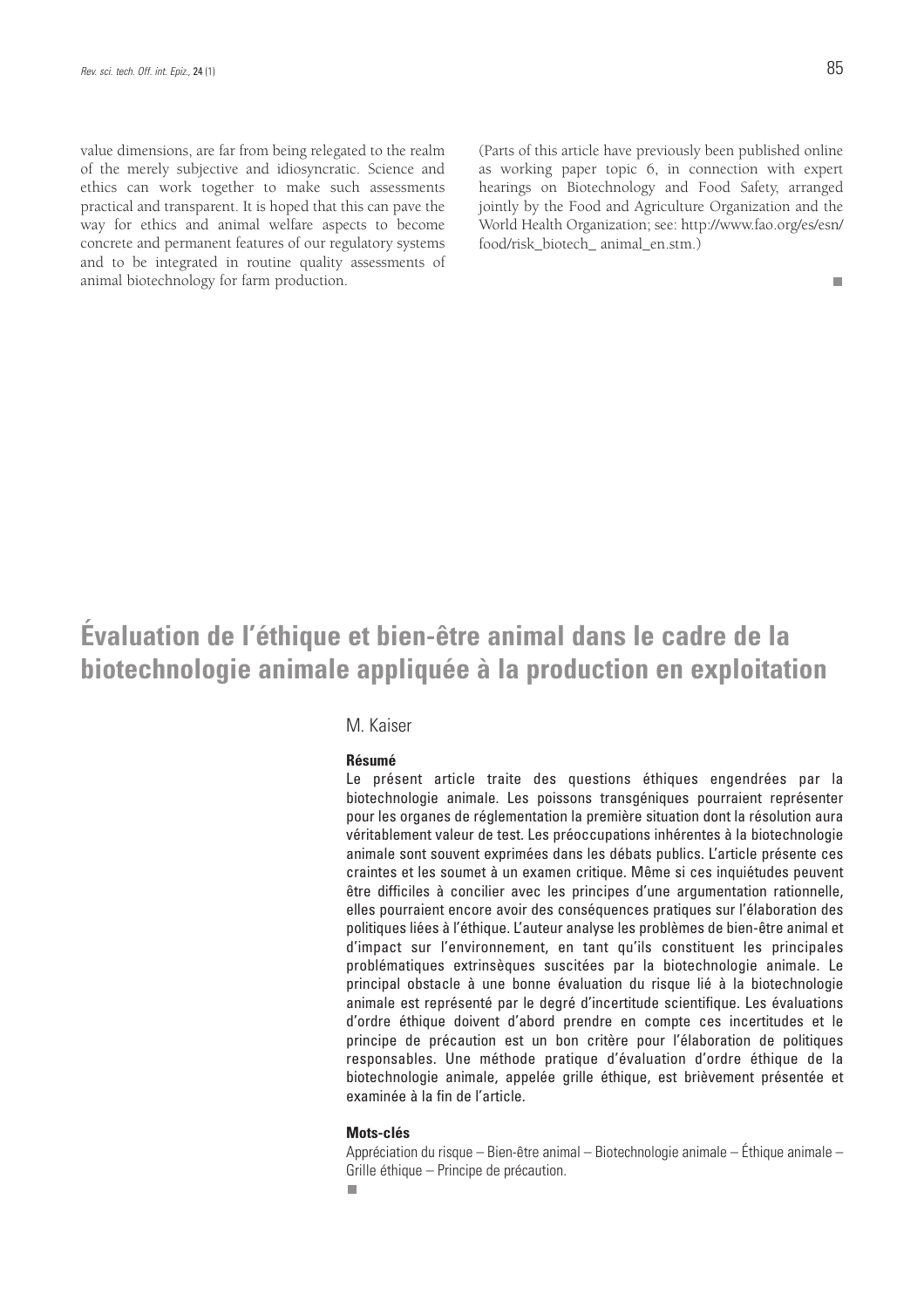value dimensions, are far from being relegated to the realm of the merely subjective and idiosyncratic. Science and ethics can work together to make such assessments practical and transparent. It is hoped that this can pave the way for ethics and animal welfare aspects to become concrete and permanent features of our regulatory systems and to be integrated in routine quality assessments of animal biotechnology for farm production.

(Parts of this article have previously been published online as working paper topic 6, in connection with expert hearings on Biotechnology and Food Safety, arranged jointly by the Food and Agriculture Organization and the World Health Organization; see: http://www.fao.org/es/esn/food/risk_biotech_ animal_en.stm.)

■

# Évaluation de l'éthique et bien-être animal dans le cadre de la biotechnologie animale appliquée à la production en exploitation

M. Kaiser

**Résumé**

Le présent article traite des questions éthiques engendrées par la biotechnologie animale. Les poissons transgéniques pourraient représenter pour les organes de réglementation la première situation dont la résolution aura véritablement valeur de test. Les préoccupations inhérentes à la biotechnologie animale sont souvent exprimées dans les débats publics. L'article présente ces craintes et les soumet à un examen critique. Même si ces inquiétudes peuvent être difficiles à concilier avec les principes d'une argumentation rationnelle, elles pourraient encore avoir des conséquences pratiques sur l'élaboration des politiques liées à l'éthique. L'auteur analyse les problèmes de bien-être animal et d'impact sur l'environnement, en tant qu'ils constituent les principales problématiques extrinsèques suscitées par la biotechnologie animale. Le principal obstacle à une bonne évaluation du risque lié à la biotechnologie animale est représenté par le degré d'incertitude scientifique. Les évaluations d'ordre éthique doivent d'abord prendre en compte ces incertitudes et le principe de précaution est un bon critère pour l'élaboration de politiques responsables. Une méthode pratique d'évaluation d'ordre éthique de la biotechnologie animale, appelée grille éthique, est brièvement présentée et examinée à la fin de l'article.

**Mots-clés**

Appréciation du risque – Bien-être animal – Biotechnologie animale – Éthique animale – Grille éthique – Principe de précaution.

■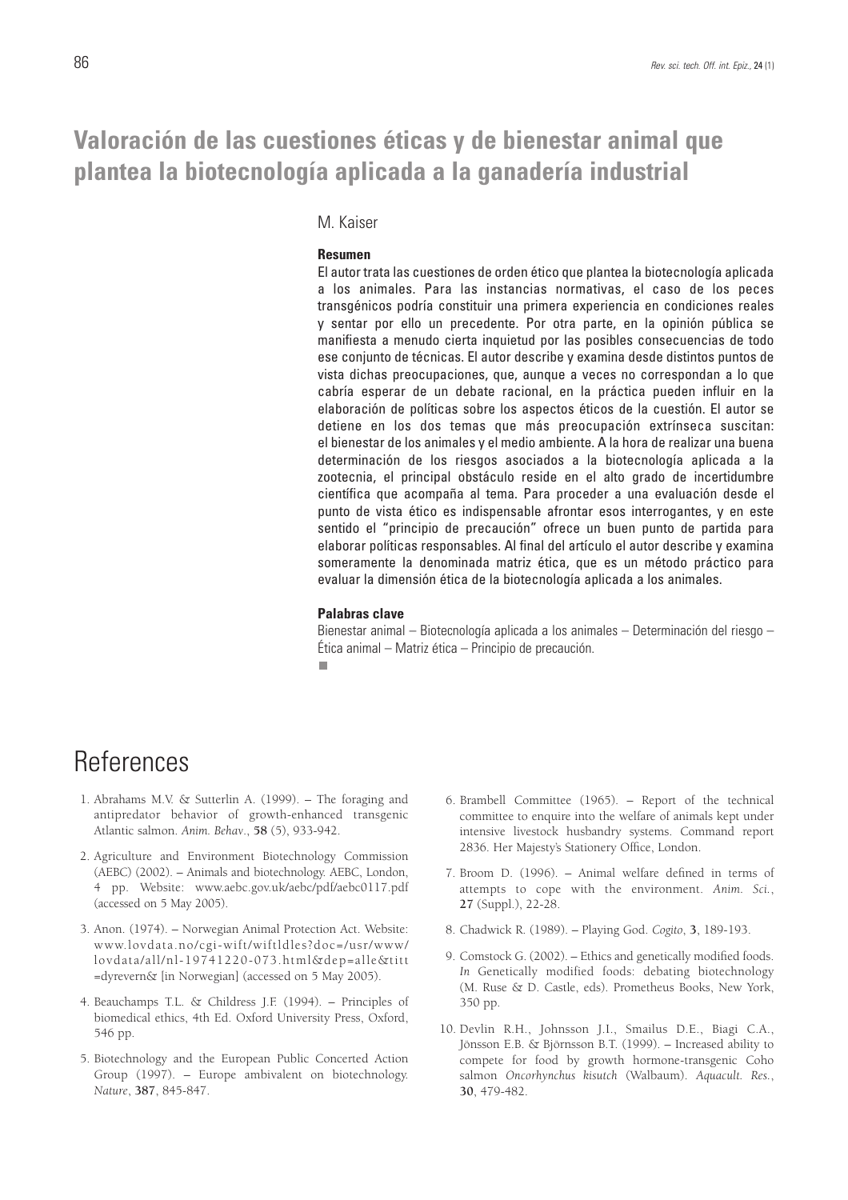# Valoración de las cuestiones éticas y de bienestar animal que plantea la biotecnología aplicada a la ganadería industrial

M. Kaiser

**Resumen**

El autor trata las cuestiones de orden ético que plantea la biotecnología aplicada a los animales. Para las instancias normativas, el caso de los peces transgénicos podría constituir una primera experiencia en condiciones reales y sentar por ello un precedente. Por otra parte, en la opinión pública se manifiesta a menudo cierta inquietud por las posibles consecuencias de todo ese conjunto de técnicas. El autor describe y examina desde distintos puntos de vista dichas preocupaciones, que, aunque a veces no correspondan a lo que cabría esperar de un debate racional, en la práctica pueden influir en la elaboración de políticas sobre los aspectos éticos de la cuestión. El autor se detiene en los dos temas que más preocupación extrínseca suscitan: el bienestar de los animales y el medio ambiente. A la hora de realizar una buena determinación de los riesgos asociados a la biotecnología aplicada a la zootecnia, el principal obstáculo reside en el alto grado de incertidumbre científica que acompaña al tema. Para proceder a una evaluación desde el punto de vista ético es indispensable afrontar esos interrogantes, y en este sentido el "principio de precaución" ofrece un buen punto de partida para elaborar políticas responsables. Al final del artículo el autor describe y examina someramente la denominada matriz ética, que es un método práctico para evaluar la dimensión ética de la biotecnología aplicada a los animales.

**Palabras clave**

Bienestar animal – Biotecnología aplicada a los animales – Determinación del riesgo – Ética animal – Matriz ética – Principio de precaución.

# References

1. Abrahams M.V. & Sutterlin A. (1999). – The foraging and antipredator behavior of growth-enhanced transgenic Atlantic salmon. *Anim. Behav.*, **58** (5), 933-942.

2. Agriculture and Environment Biotechnology Commission (AEBC) (2002). – Animals and biotechnology. AEBC, London, 4 pp. Website: www.aebc.gov.uk/aebc/pdf/aebc0117.pdf (accessed on 5 May 2005).

3. Anon. (1974). – Norwegian Animal Protection Act. Website: www.lovdata.no/cgi-wift/wiftldles?doc=/usr/www/lovdata/all/nl-19741220-073.html&dep=alle&titt=dyrevern& [in Norwegian] (accessed on 5 May 2005).

4. Beauchamps T.L. & Childress J.F. (1994). – Principles of biomedical ethics, 4th Ed. Oxford University Press, Oxford, 546 pp.

5. Biotechnology and the European Public Concerted Action Group (1997). – Europe ambivalent on biotechnology. *Nature*, **387**, 845-847.

6. Brambell Committee (1965). – Report of the technical committee to enquire into the welfare of animals kept under intensive livestock husbandry systems. Command report 2836. Her Majesty's Stationery Office, London.

7. Broom D. (1996). – Animal welfare defined in terms of attempts to cope with the environment. *Anim. Sci.*, **27** (Suppl.), 22-28.

8. Chadwick R. (1989). – Playing God. *Cogito*, **3**, 189-193.

9. Comstock G. (2002). – Ethics and genetically modified foods. *In* Genetically modified foods: debating biotechnology (M. Ruse & D. Castle, eds). Prometheus Books, New York, 350 pp.

10. Devlin R.H., Johnsson J.I., Smailus D.E., Biagi C.A., Jönsson E.B. & Björnsson B.T. (1999). – Increased ability to compete for food by growth hormone-transgenic Coho salmon *Oncorhynchus kisutch* (Walbaum). *Aquacult. Res.*, **30**, 479-482.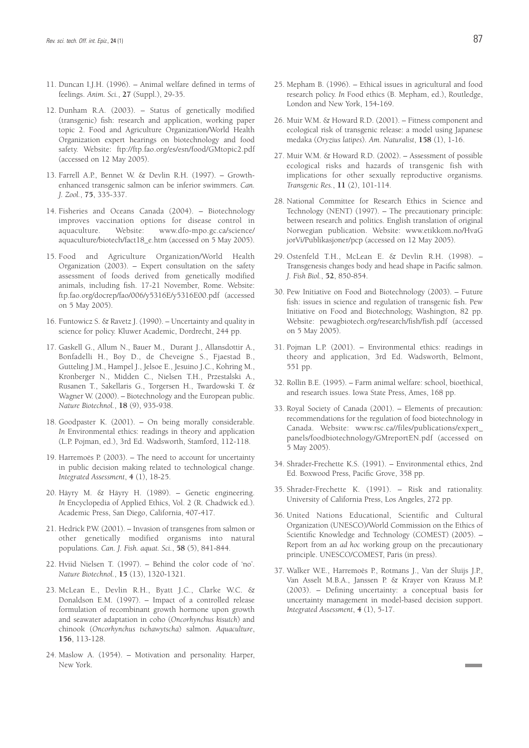11. Duncan I.J.H. (1996). – Animal welfare defined in terms of feelings. *Anim. Sci.*, **27** (Suppl.), 29-35.

12. Dunham R.A. (2003). – Status of genetically modified (transgenic) fish: research and application, working paper topic 2. Food and Agriculture Organization/World Health Organization expert hearings on biotechnology and food safety. Website: ftp://ftp.fao.org/es/esn/food/GMtopic2.pdf (accessed on 12 May 2005).

13. Farrell A.P., Bennet W. & Devlin R.H. (1997). – Growth-enhanced transgenic salmon can be inferior swimmers. *Can. J. Zool.*, **75**, 335-337.

14. Fisheries and Oceans Canada (2004). – Biotechnology improves vaccination options for disease control in aquaculture. Website: www.dfo-mpo.gc.ca/science/aquaculture/biotech/fact18_e.htm (accessed on 5 May 2005).

15. Food and Agriculture Organization/World Health Organization (2003). – Expert consultation on the safety assessment of foods derived from genetically modified animals, including fish. 17-21 November, Rome. Website: ftp.fao.org/docrep/fao/006/y5316E/y5316E00.pdf (accessed on 5 May 2005).

16. Funtowicz S. & Ravetz J. (1990). – Uncertainty and quality in science for policy. Kluwer Academic, Dordrecht, 244 pp.

17. Gaskell G., Allum N., Bauer M., Durant J., Allansdottir A., Bonfadelli H., Boy D., de Cheveigne S., Fjaestad B., Gutteling J.M., Hampel J., Jelsoe E., Jesuino J.C., Kohring M., Kronberger N., Midden C., Nielsen T.H., Przestalski A., Rusanen T., Sakellaris G., Torgersen H., Twardowski T. & Wagner W. (2000). – Biotechnology and the European public. *Nature Biotechnol.*, **18** (9), 935-938.

18. Goodpaster K. (2001). – On being morally considerable. *In* Environmental ethics: readings in theory and application (L.P. Pojman, ed.), 3rd Ed. Wadsworth, Stamford, 112-118.

19. Harremoës P. (2003). – The need to account for uncertainty in public decision making related to technological change. *Integrated Assessment*, **4** (1), 18-25.

20. Häyry M. & Häyry H. (1989). – Genetic engineering. *In* Encyclopedia of Applied Ethics, Vol. 2 (R. Chadwick ed.). Academic Press, San Diego, California, 407-417.

21. Hedrick P.W. (2001). – Invasion of transgenes from salmon or other genetically modified organisms into natural populations. *Can. J. Fish. aquat. Sci.*, **58** (5), 841-844.

22. Hviid Nielsen T. (1997). – Behind the color code of 'no'. *Nature Biotechnol.*, **15** (13), 1320-1321.

23. McLean E., Devlin R.H., Byatt J.C., Clarke W.C. & Donaldson E.M. (1997). – Impact of a controlled release formulation of recombinant growth hormone upon growth and seawater adaptation in coho (*Oncorhynchus kisutch*) and chinook (*Oncorhynchus tschawytscha*) salmon. *Aquaculture*, **156**, 113-128.

24. Maslow A. (1954). – Motivation and personality. Harper, New York.

25. Mepham B. (1996). – Ethical issues in agricultural and food research policy. *In* Food ethics (B. Mepham, ed.), Routledge, London and New York, 154-169.

26. Muir W.M. & Howard R.D. (2001). – Fitness component and ecological risk of transgenic release: a model using Japanese medaka (*Oryzius latipes*). *Am. Naturalist*, **158** (1), 1-16.

27. Muir W.M. & Howard R.D. (2002). – Assessment of possible ecological risks and hazards of transgenic fish with implications for other sexually reproductive organisms. *Transgenic Res.*, **11** (2), 101-114.

28. National Committee for Research Ethics in Science and Technology (NENT) (1997). – The precautionary principle: between research and politics. English translation of original Norwegian publication. Website: www.etikkom.no/HvaGjorVi/Publikasjoner/pcp (accessed on 12 May 2005).

29. Ostenfeld T.H., McLean E. & Devlin R.H. (1998). – Transgenesis changes body and head shape in Pacific salmon. *J. Fish Biol.*, **52**, 850-854.

30. Pew Initiative on Food and Biotechnology (2003). – Future fish: issues in science and regulation of transgenic fish. Pew Initiative on Food and Biotechnology, Washington, 82 pp. Website: pewagbiotech.org/research/fish/fish.pdf (accessed on 5 May 2005).

31. Pojman L.P. (2001). – Environmental ethics: readings in theory and application, 3rd Ed. Wadsworth, Belmont, 551 pp.

32. Rollin B.E. (1995). – Farm animal welfare: school, bioethical, and research issues. Iowa State Press, Ames, 168 pp.

33. Royal Society of Canada (2001). – Elements of precaution: recommendations for the regulation of food biotechnology in Canada. Website: www.rsc.ca//files/publications/expert_panels/foodbiotechnology/GMreportEN.pdf (accessed on 5 May 2005).

34. Shrader-Frechette K.S. (1991). – Environmental ethics, 2nd Ed. Boxwood Press, Pacific Grove, 358 pp.

35. Shrader-Frechette K. (1991). – Risk and rationality. University of California Press, Los Angeles, 272 pp.

36. United Nations Educational, Scientific and Cultural Organization (UNESCO)/World Commission on the Ethics of Scientific Knowledge and Technology (COMEST) (2005). – Report from an *ad hoc* working group on the precautionary principle. UNESCO/COMEST, Paris (in press).

37. Walker W.E., Harremoës P., Rotmans J., Van der Sluijs J.P., Van Asselt M.B.A., Janssen P. & Krayer von Krauss M.P. (2003). – Defining uncertainty: a conceptual basis for uncertainty management in model-based decision support. *Integrated Assessment*, **4** (1), 5-17.